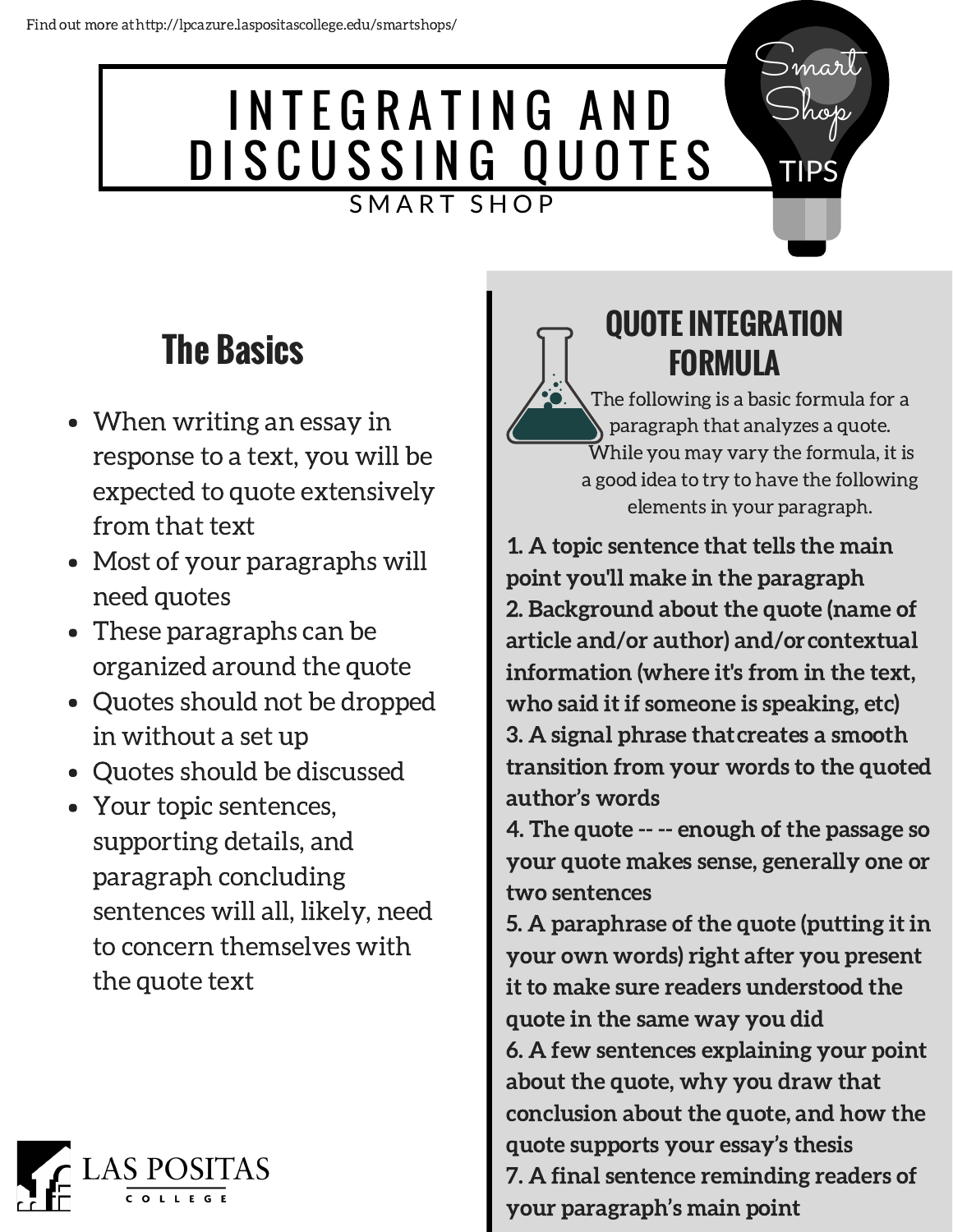Find out more at http://lpcazure.laspositascollege.edu/smartshops/

# INTEGRATING AND DISCUSSING QUOTES

SMART SHOP

Smart Shop TIPS

## The Basics

- When writing an essay in response to a text, you will be expected to quote extensively from that text
- Most of your paragraphs will need quotes
- These paragraphs can be organized around the quote
- Quotes should not be dropped in without a set up
- Quotes should be discussed
- Your topic sentences, supporting details, and paragraph concluding sentences will all, likely, need to concern themselves with the quote text

## QUOTE INTEGRATION FORMULA

The following is a basic formula for a paragraph that analyzes a quote. While you may vary the formula, it is a good idea to try to have the following elements in your paragraph.

**1. A topic sentence that tells the main point you'll make in the paragraph**
**2. Background about the quote (name of article and/or author) and/or contextual information (where it's from in the text, who said it if someone is speaking, etc)**
**3. A signal phrase that creates a smooth transition from your words to the quoted author's words**
**4. The quote -- -- enough of the passage so your quote makes sense, generally one or two sentences**
**5. A paraphrase of the quote (putting it in your own words) right after you present it to make sure readers understood the quote in the same way you did**
**6. A few sentences explaining your point about the quote, why you draw that conclusion about the quote, and how the quote supports your essay's thesis**
**7. A final sentence reminding readers of your paragraph's main point**

LAS POSITAS COLLEGE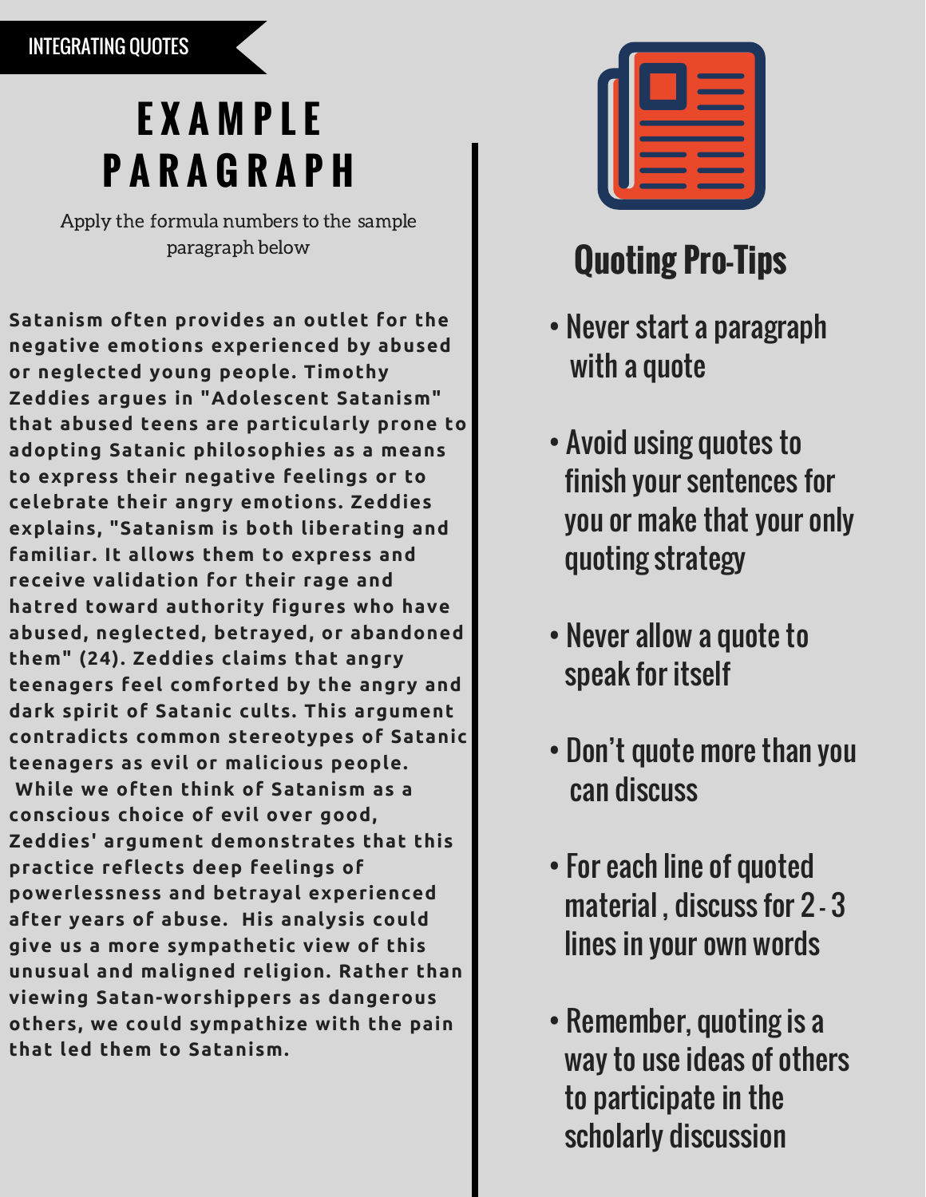INTEGRATING QUOTES

# EXAMPLE PARAGRAPH

Apply the formula numbers to the sample paragraph below

**Satanism often provides an outlet for the negative emotions experienced by abused or neglected young people. Timothy Zeddies argues in "Adolescent Satanism" that abused teens are particularly prone to adopting Satanic philosophies as a means to express their negative feelings or to celebrate their angry emotions. Zeddies explains, "Satanism is both liberating and familiar. It allows them to express and receive validation for their rage and hatred toward authority figures who have abused, neglected, betrayed, or abandoned them" (24). Zeddies claims that angry teenagers feel comforted by the angry and dark spirit of Satanic cults. This argument contradicts common stereotypes of Satanic teenagers as evil or malicious people. While we often think of Satanism as a conscious choice of evil over good, Zeddies' argument demonstrates that this practice reflects deep feelings of powerlessness and betrayal experienced after years of abuse. His analysis could give us a more sympathetic view of this unusual and maligned religion. Rather than viewing Satan-worshippers as dangerous others, we could sympathize with the pain that led them to Satanism.**

## Quoting Pro-Tips

- Never start a paragraph with a quote
- Avoid using quotes to finish your sentences for you or make that your only quoting strategy
- Never allow a quote to speak for itself
- Don't quote more than you can discuss
- For each line of quoted material , discuss for 2 - 3 lines in your own words
- Remember, quoting is a way to use ideas of others to participate in the scholarly discussion